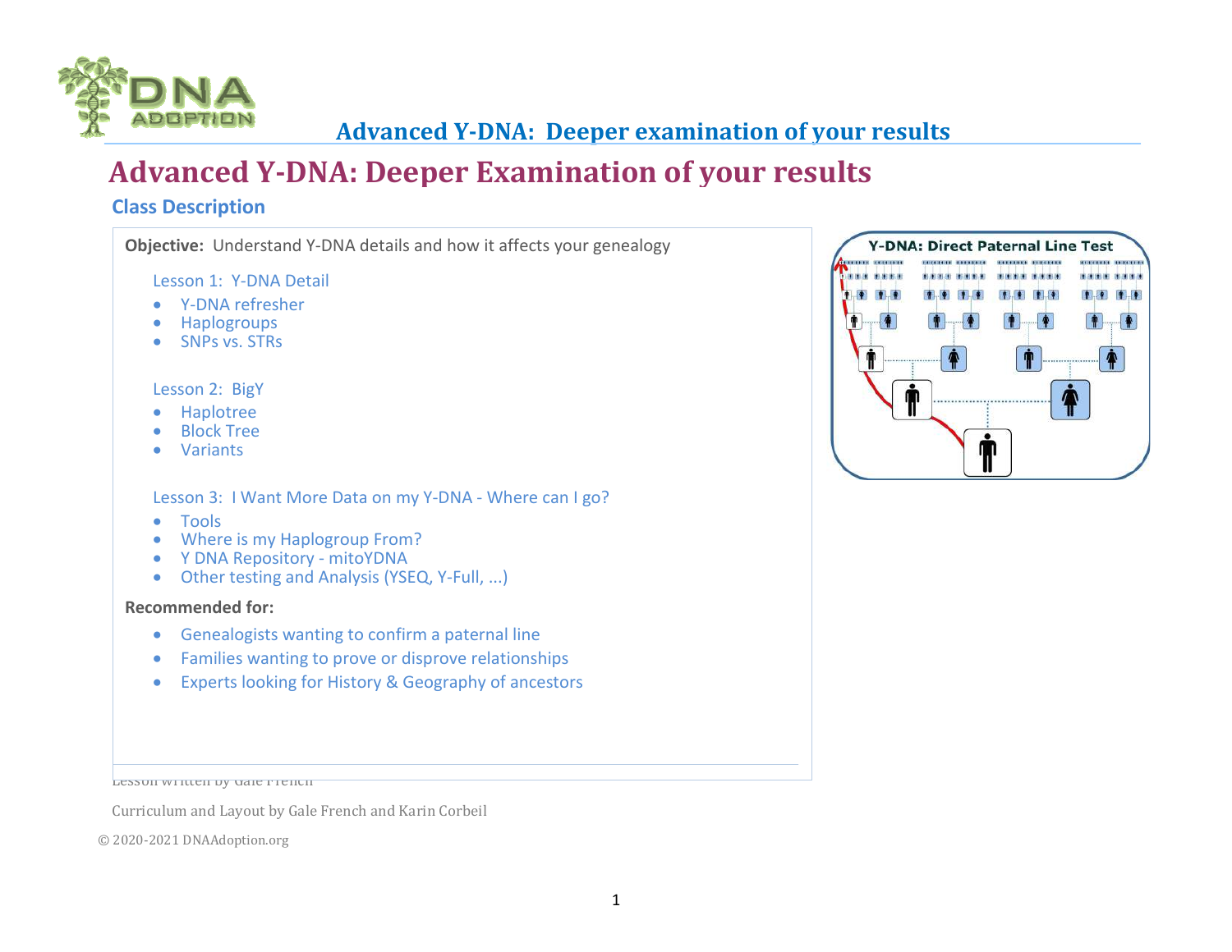# Advanced Y-DNA: Deeper Examination of your results

## Class Description

**Objective:** Understand Y-DNA details and how it affects your genealogy

Lesson 1: Y-DNA Detail

- Y-DNA refresher
- Haplogroups
- SNPs vs. STRs

Lesson 2: BigY

- Haplotree
- Block Tree
- Variants

Lesson 3: I Want More Data on my Y-DNA - Where can I go?

- Tools
- Where is my Haplogroup From?
- Y DNA Repository - mitoYDNA
- Other testing and Analysis (YSEQ, Y-Full, ...)

**Recommended for:**

- Genealogists wanting to confirm a paternal line
- Families wanting to prove or disprove relationships
- Experts looking for History & Geography of ancestors

Lesson written by Gale French

Curriculum and Layout by Gale French and Karin Corbeil

© 2020-2021 DNAAdoption.org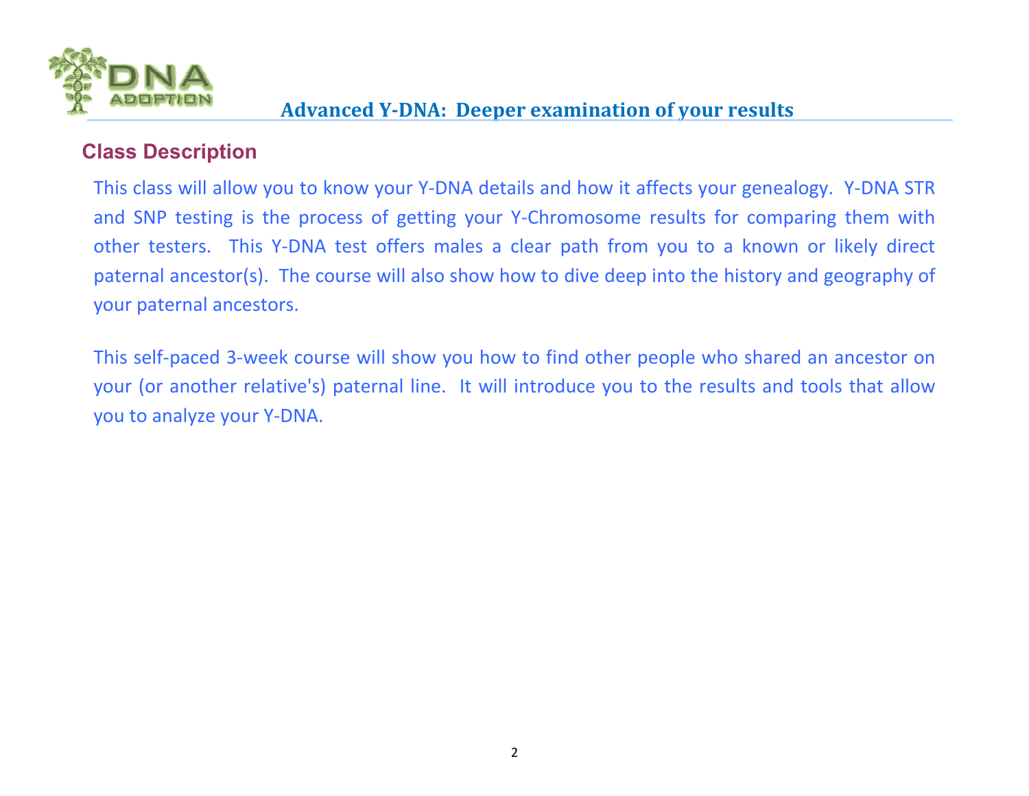## Class Description

This class will allow you to know your Y-DNA details and how it affects your genealogy. Y-DNA STR and SNP testing is the process of getting your Y-Chromosome results for comparing them with other testers. This Y-DNA test offers males a clear path from you to a known or likely direct paternal ancestor(s). The course will also show how to dive deep into the history and geography of your paternal ancestors.

This self-paced 3-week course will show you how to find other people who shared an ancestor on your (or another relative's) paternal line. It will introduce you to the results and tools that allow you to analyze your Y-DNA.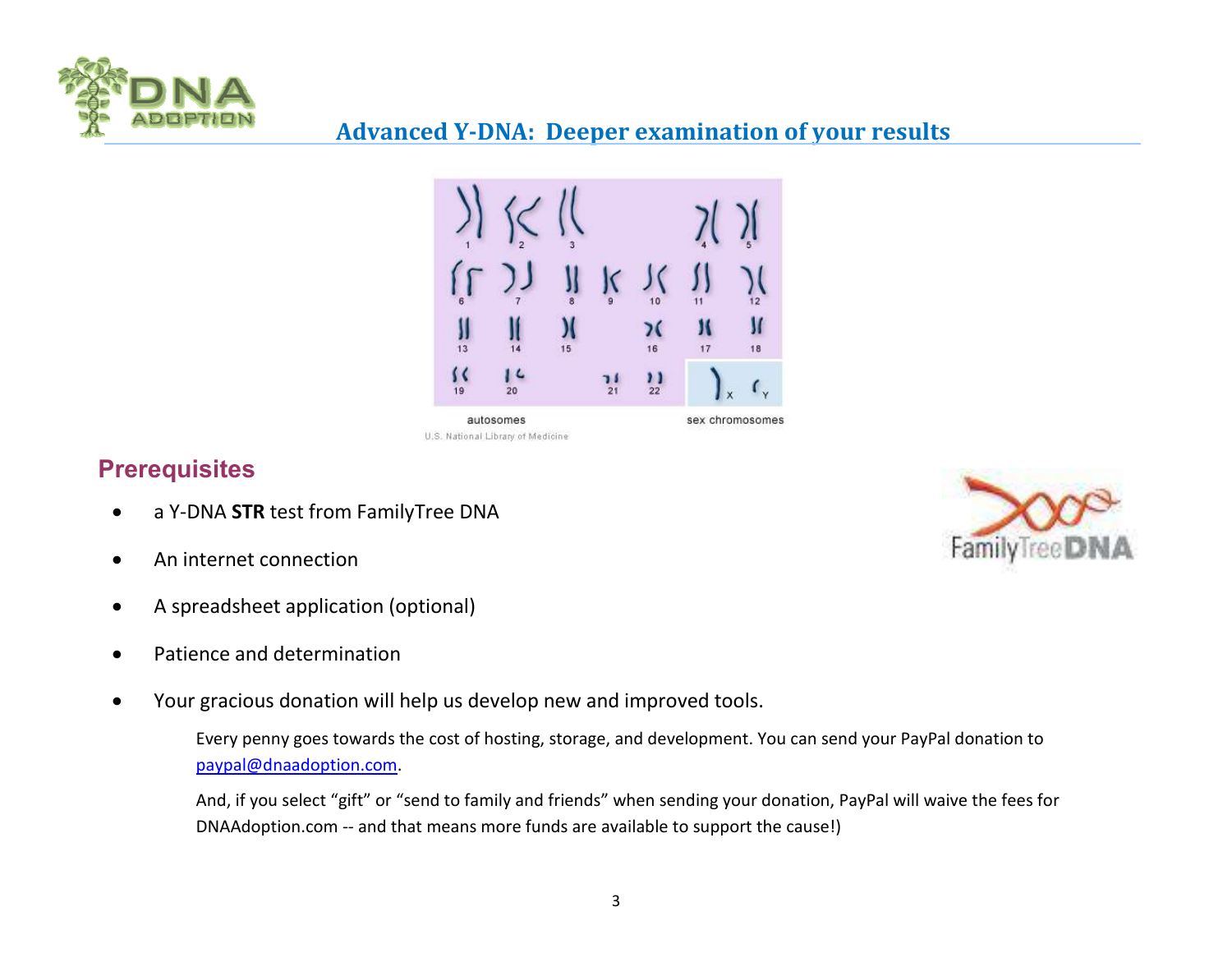## Advanced Y-DNA: Deeper examination of your results

## Prerequisites

- a Y-DNA **STR** test from FamilyTree DNA
- An internet connection
- A spreadsheet application (optional)
- Patience and determination
- Your gracious donation will help us develop new and improved tools.

  Every penny goes towards the cost of hosting, storage, and development. You can send your PayPal donation to [paypal@dnaadoption.com](mailto:paypal@dnaadoption.com).

  And, if you select “gift” or “send to family and friends” when sending your donation, PayPal will waive the fees for DNAAdoption.com -- and that means more funds are available to support the cause!)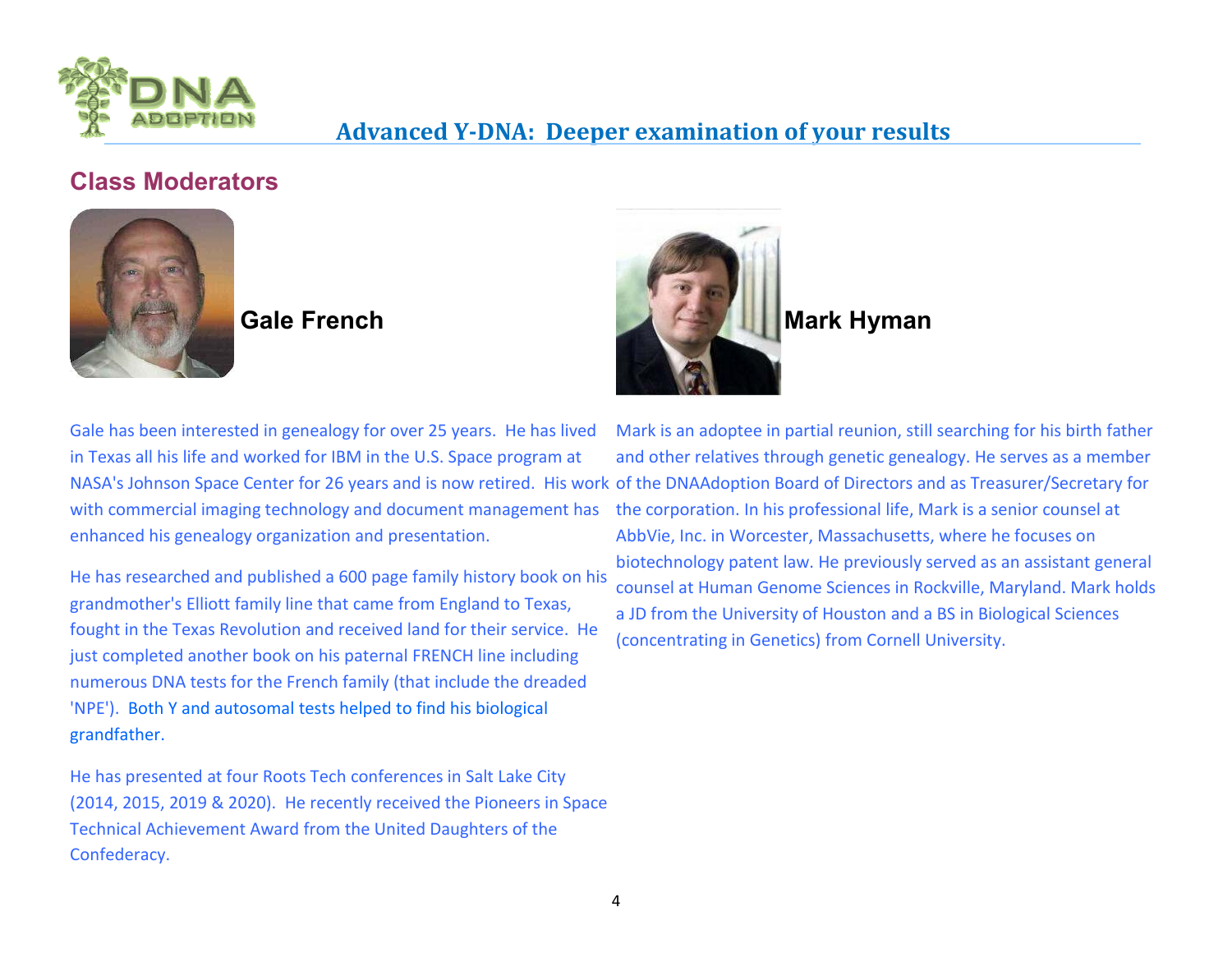## Class Moderators

### Gale French

Gale has been interested in genealogy for over 25 years. He has lived in Texas all his life and worked for IBM in the U.S. Space program at NASA's Johnson Space Center for 26 years and is now retired. His work with commercial imaging technology and document management has enhanced his genealogy organization and presentation.

He has researched and published a 600 page family history book on his grandmother's Elliott family line that came from England to Texas, fought in the Texas Revolution and received land for their service. He just completed another book on his paternal FRENCH line including numerous DNA tests for the French family (that include the dreaded 'NPE'). Both Y and autosomal tests helped to find his biological grandfather.

He has presented at four Roots Tech conferences in Salt Lake City (2014, 2015, 2019 & 2020). He recently received the Pioneers in Space Technical Achievement Award from the United Daughters of the Confederacy.

### Mark Hyman

Mark is an adoptee in partial reunion, still searching for his birth father and other relatives through genetic genealogy. He serves as a member of the DNAAdoption Board of Directors and as Treasurer/Secretary for the corporation. In his professional life, Mark is a senior counsel at AbbVie, Inc. in Worcester, Massachusetts, where he focuses on biotechnology patent law. He previously served as an assistant general counsel at Human Genome Sciences in Rockville, Maryland. Mark holds a JD from the University of Houston and a BS in Biological Sciences (concentrating in Genetics) from Cornell University.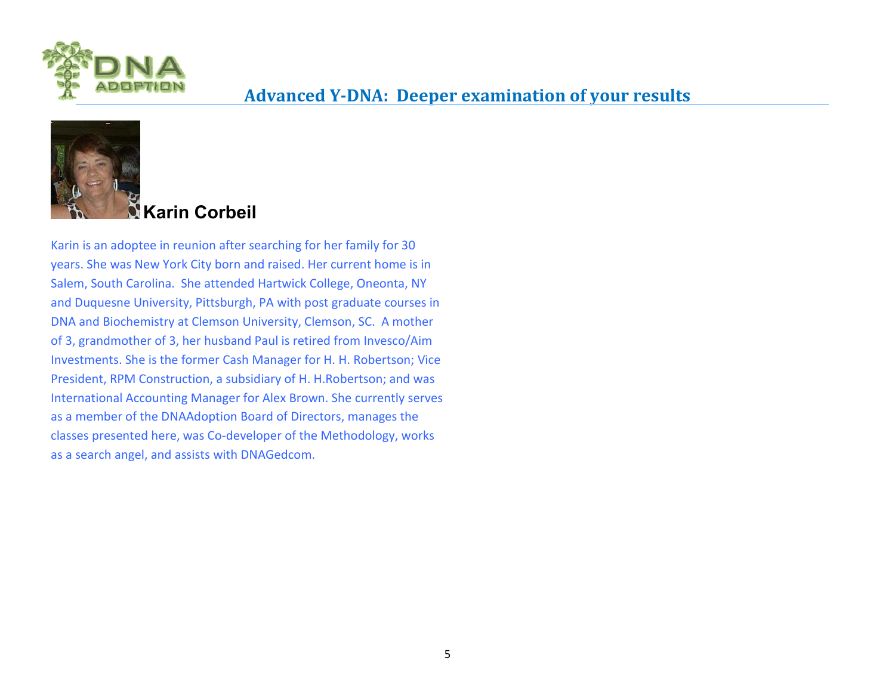## Karin Corbeil

Karin is an adoptee in reunion after searching for her family for 30 years. She was New York City born and raised. Her current home is in Salem, South Carolina. She attended Hartwick College, Oneonta, NY and Duquesne University, Pittsburgh, PA with post graduate courses in DNA and Biochemistry at Clemson University, Clemson, SC. A mother of 3, grandmother of 3, her husband Paul is retired from Invesco/Aim Investments. She is the former Cash Manager for H. H. Robertson; Vice President, RPM Construction, a subsidiary of H. H.Robertson; and was International Accounting Manager for Alex Brown. She currently serves as a member of the DNAAdoption Board of Directors, manages the classes presented here, was Co-developer of the Methodology, works as a search angel, and assists with DNAGedcom.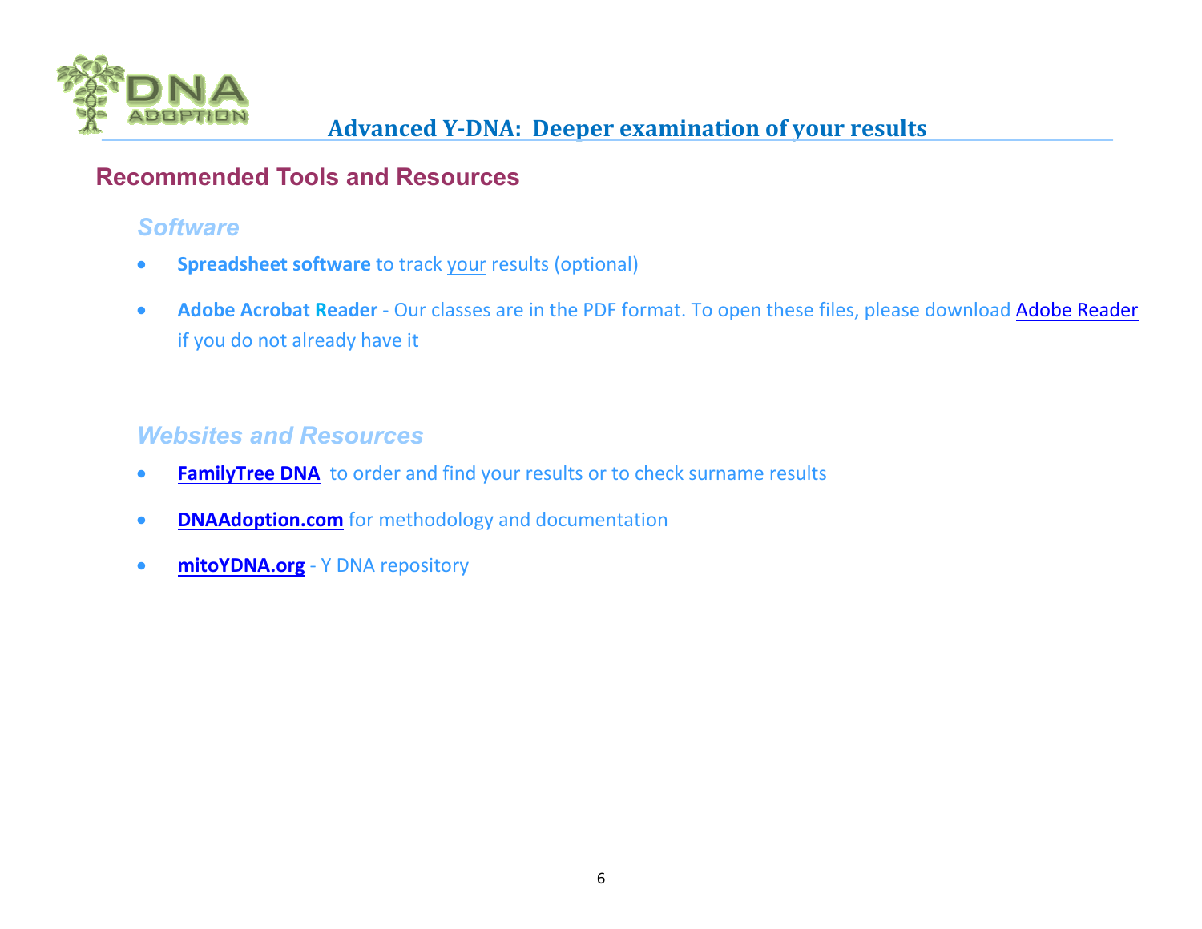## Recommended Tools and Resources

### *Software*

- **Spreadsheet software** to track your results (optional)
- **Adobe Acrobat Reader** - Our classes are in the PDF format. To open these files, please download Adobe Reader if you do not already have it

### *Websites and Resources*

- **FamilyTree DNA** to order and find your results or to check surname results
- **DNAAdoption.com** for methodology and documentation
- **mitoYDNA.org** - Y DNA repository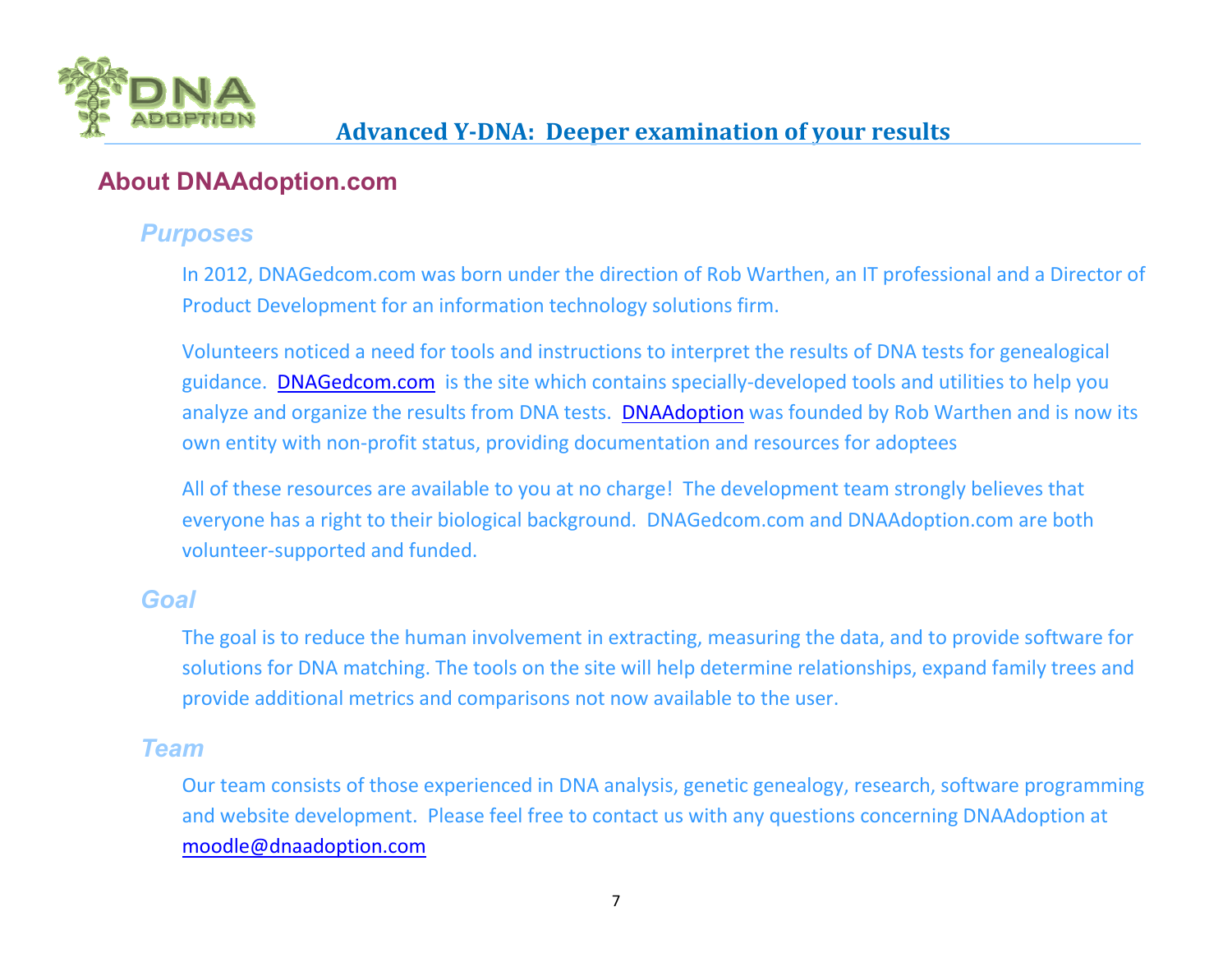## About DNAAdoption.com

### *Purposes*

In 2012, DNAGedcom.com was born under the direction of Rob Warthen, an IT professional and a Director of Product Development for an information technology solutions firm.

Volunteers noticed a need for tools and instructions to interpret the results of DNA tests for genealogical guidance. DNAGedcom.com is the site which contains specially-developed tools and utilities to help you analyze and organize the results from DNA tests. DNAAdoption was founded by Rob Warthen and is now its own entity with non-profit status, providing documentation and resources for adoptees

All of these resources are available to you at no charge! The development team strongly believes that everyone has a right to their biological background. DNAGedcom.com and DNAAdoption.com are both volunteer-supported and funded.

### *Goal*

The goal is to reduce the human involvement in extracting, measuring the data, and to provide software for solutions for DNA matching. The tools on the site will help determine relationships, expand family trees and provide additional metrics and comparisons not now available to the user.

### *Team*

Our team consists of those experienced in DNA analysis, genetic genealogy, research, software programming and website development. Please feel free to contact us with any questions concerning DNAAdoption at moodle@dnaadoption.com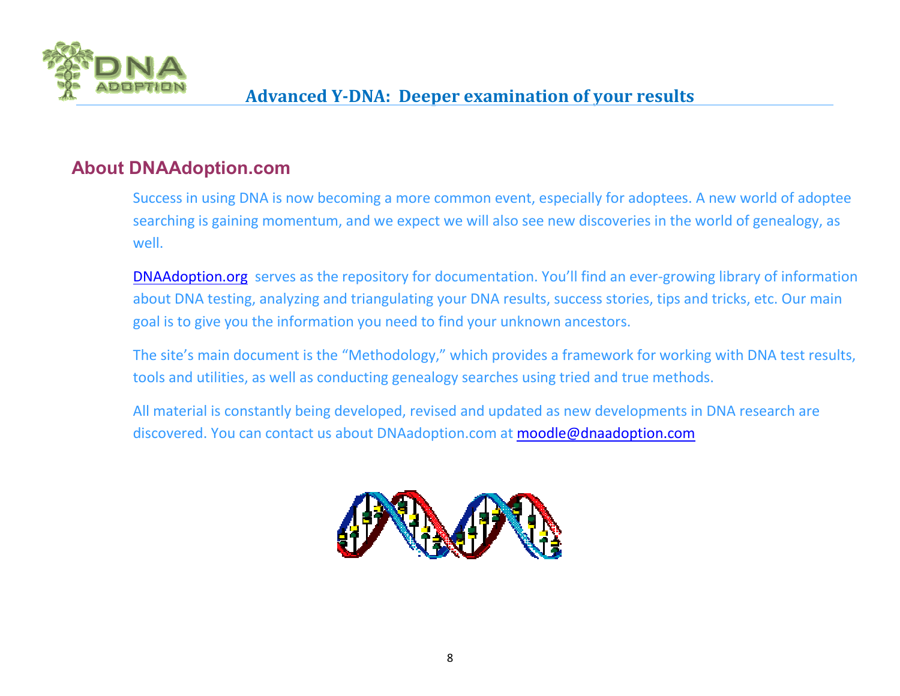## About DNAAdoption.com

Success in using DNA is now becoming a more common event, especially for adoptees. A new world of adoptee searching is gaining momentum, and we expect we will also see new discoveries in the world of genealogy, as well.

[DNAAdoption.org](http://DNAAdoption.org) serves as the repository for documentation. You'll find an ever-growing library of information about DNA testing, analyzing and triangulating your DNA results, success stories, tips and tricks, etc. Our main goal is to give you the information you need to find your unknown ancestors.

The site's main document is the "Methodology," which provides a framework for working with DNA test results, tools and utilities, as well as conducting genealogy searches using tried and true methods.

All material is constantly being developed, revised and updated as new developments in DNA research are discovered. You can contact us about DNAadoption.com at [moodle@dnaadoption.com](mailto:moodle@dnaadoption.com)